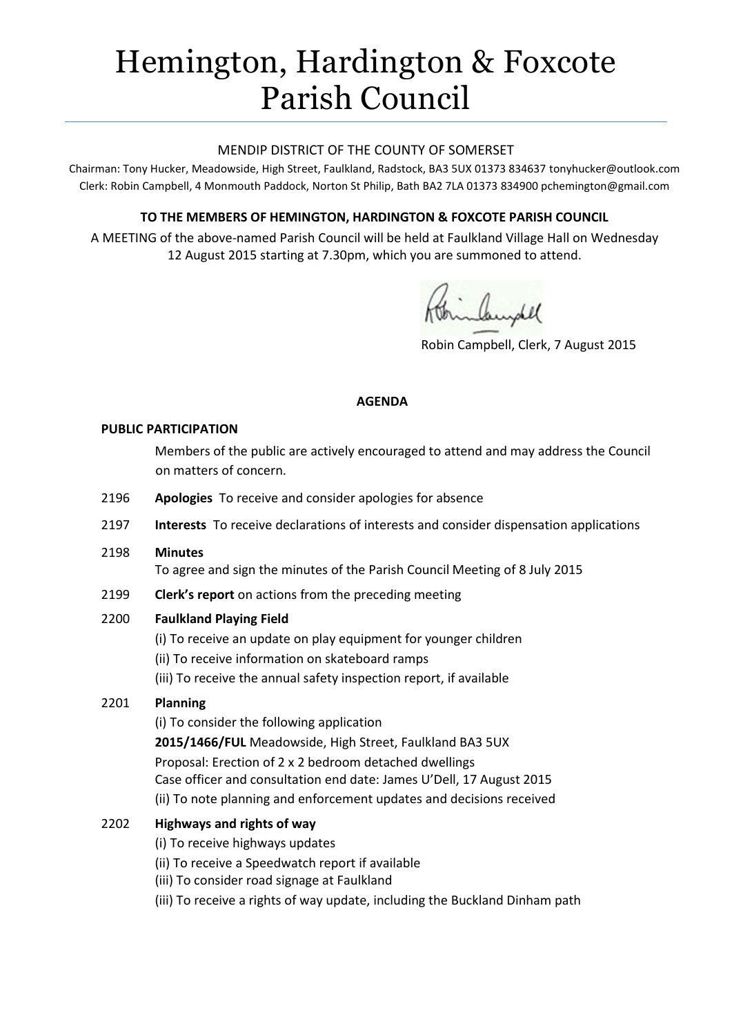# Hemington, Hardington & Foxcote Parish Council

MENDIP DISTRICT OF THE COUNTY OF SOMERSET

Chairman: Tony Hucker, Meadowside, High Street, Faulkland, Radstock, BA3 5UX 01373 834637 tonyhucker@outlook.com
Clerk: Robin Campbell, 4 Monmouth Paddock, Norton St Philip, Bath BA2 7LA 01373 834900 pchemington@gmail.com

**TO THE MEMBERS OF HEMINGTON, HARDINGTON & FOXCOTE PARISH COUNCIL**

A MEETING of the above-named Parish Council will be held at Faulkland Village Hall on Wednesday 12 August 2015 starting at 7.30pm, which you are summoned to attend.

Robin Campbell, Clerk, 7 August 2015

**AGENDA**

**PUBLIC PARTICIPATION**

Members of the public are actively encouraged to attend and may address the Council on matters of concern.

2196 **Apologies** To receive and consider apologies for absence

2197 **Interests** To receive declarations of interests and consider dispensation applications

2198 **Minutes**
To agree and sign the minutes of the Parish Council Meeting of 8 July 2015

2199 **Clerk's report** on actions from the preceding meeting

2200 **Faulkland Playing Field**
(i) To receive an update on play equipment for younger children
(ii) To receive information on skateboard ramps
(iii) To receive the annual safety inspection report, if available

2201 **Planning**
(i) To consider the following application
**2015/1466/FUL** Meadowside, High Street, Faulkland BA3 5UX
Proposal: Erection of 2 x 2 bedroom detached dwellings
Case officer and consultation end date: James U'Dell, 17 August 2015
(ii) To note planning and enforcement updates and decisions received

2202 **Highways and rights of way**
(i) To receive highways updates
(ii) To receive a Speedwatch report if available
(iii) To consider road signage at Faulkland
(iii) To receive a rights of way update, including the Buckland Dinham path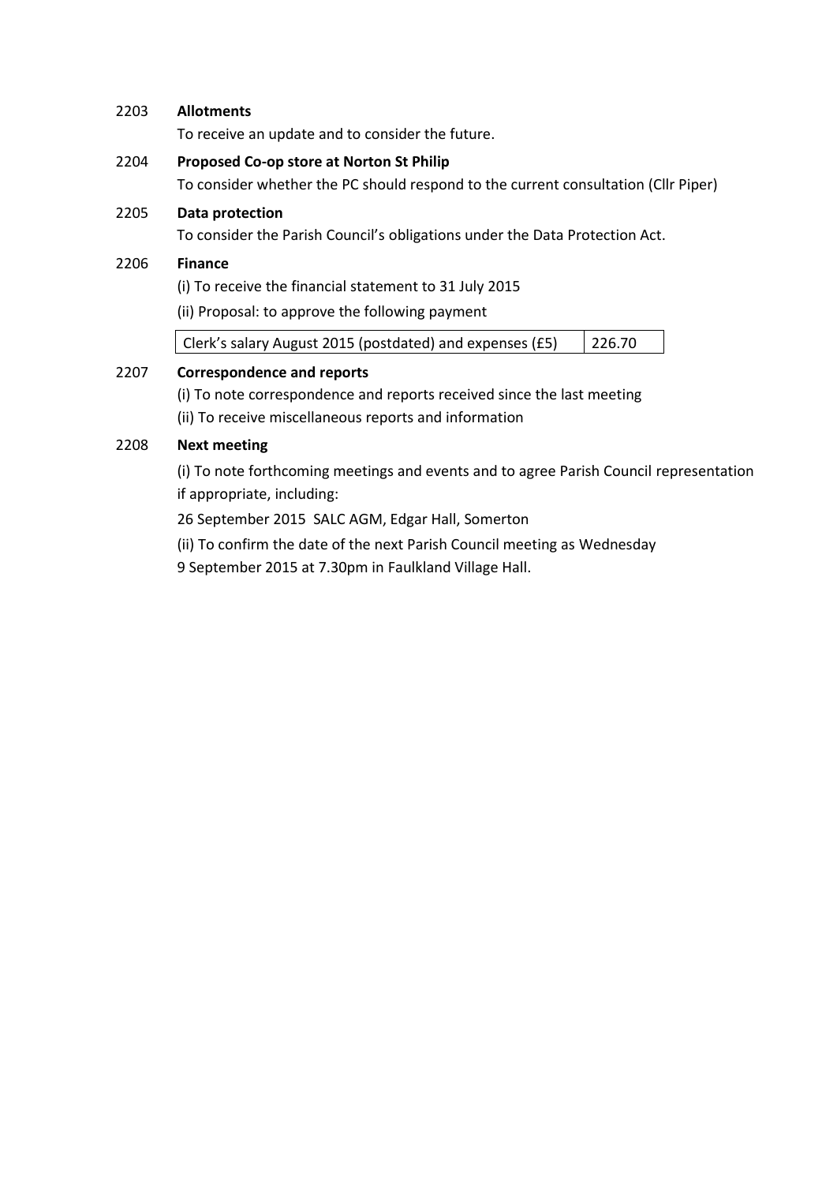2203 **Allotments**

To receive an update and to consider the future.

2204 **Proposed Co-op store at Norton St Philip**

To consider whether the PC should respond to the current consultation (Cllr Piper)

2205 **Data protection**

To consider the Parish Council's obligations under the Data Protection Act.

2206 **Finance**

(i) To receive the financial statement to 31 July 2015

(ii) Proposal: to approve the following payment

| | |
|---|---|
| Clerk's salary August 2015 (postdated) and expenses (£5) | 226.70 |

2207 **Correspondence and reports**

(i) To note correspondence and reports received since the last meeting

(ii) To receive miscellaneous reports and information

2208 **Next meeting**

(i) To note forthcoming meetings and events and to agree Parish Council representation if appropriate, including:

26 September 2015 SALC AGM, Edgar Hall, Somerton

(ii) To confirm the date of the next Parish Council meeting as Wednesday 9 September 2015 at 7.30pm in Faulkland Village Hall.